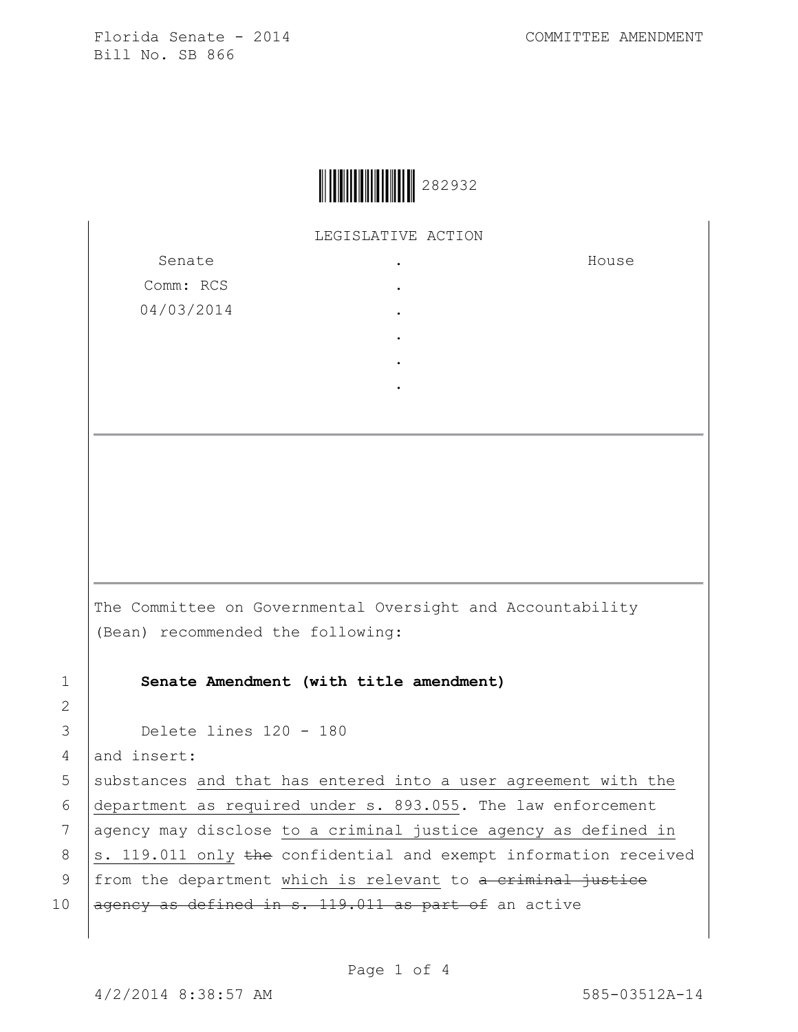Florida Senate - 2014 COMMITTEE AMENDMENT
Bill No. SB 866

282932

LEGISLATIVE ACTION

| Senate | . | House |
|---|---|---|
| Comm: RCS | . | |
| 04/03/2014 | . | |
| | . | |
| | . | |
| | . | |

---

The Committee on Governmental Oversight and Accountability (Bean) recommended the following:

1 **Senate Amendment (with title amendment)**

2

3 Delete lines 120 - 180

4 and insert:

5 substances <u>and that has entered into a user agreement with the</u>

6 <u>department as required under s. 893.055</u>. The law enforcement

7 agency may disclose <u>to a criminal justice agency as defined in</u>

8 <u>s. 119.011 only</u> ~~the~~ confidential and exempt information received

9 from the department <u>which is relevant</u> to ~~a criminal justice~~

10 ~~agency as defined in s. 119.011 as part of~~ an active

4/2/2014 8:38:57 AM 585-03512A-14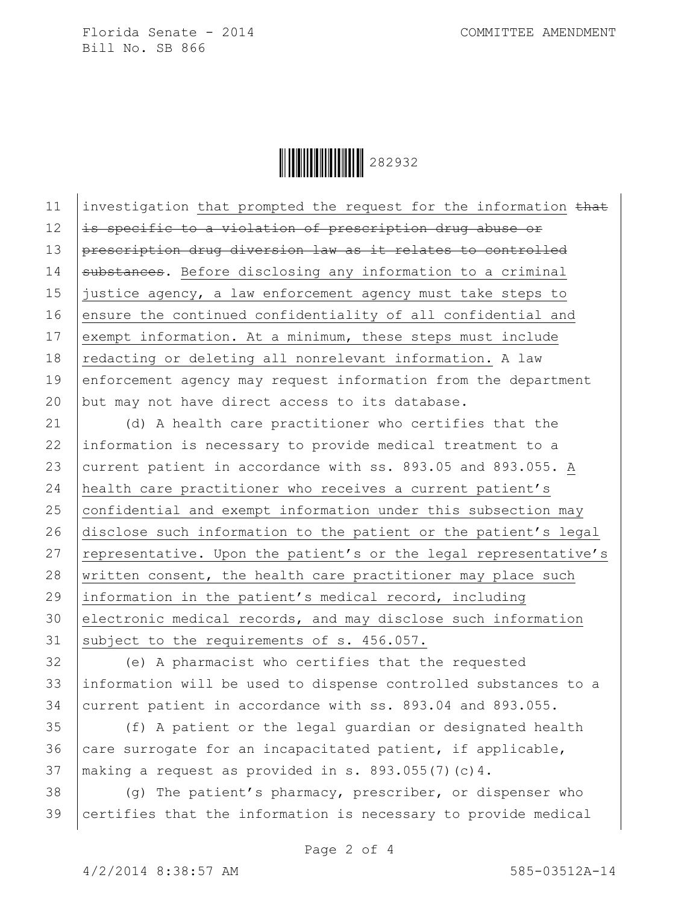investigation that prompted the request for the information ~~that is specific to a violation of prescription drug abuse or prescription drug diversion law as it relates to controlled substances~~. Before disclosing any information to a criminal justice agency, a law enforcement agency must take steps to ensure the continued confidentiality of all confidential and exempt information. At a minimum, these steps must include redacting or deleting all nonrelevant information. A law enforcement agency may request information from the department but may not have direct access to its database.

(d) A health care practitioner who certifies that the information is necessary to provide medical treatment to a current patient in accordance with ss. 893.05 and 893.055. A health care practitioner who receives a current patient's confidential and exempt information under this subsection may disclose such information to the patient or the patient's legal representative. Upon the patient's or the legal representative's written consent, the health care practitioner may place such information in the patient's medical record, including electronic medical records, and may disclose such information subject to the requirements of s. 456.057.

(e) A pharmacist who certifies that the requested information will be used to dispense controlled substances to a current patient in accordance with ss. 893.04 and 893.055.

(f) A patient or the legal guardian or designated health care surrogate for an incapacitated patient, if applicable, making a request as provided in s. 893.055(7)(c)4.

(g) The patient's pharmacy, prescriber, or dispenser who certifies that the information is necessary to provide medical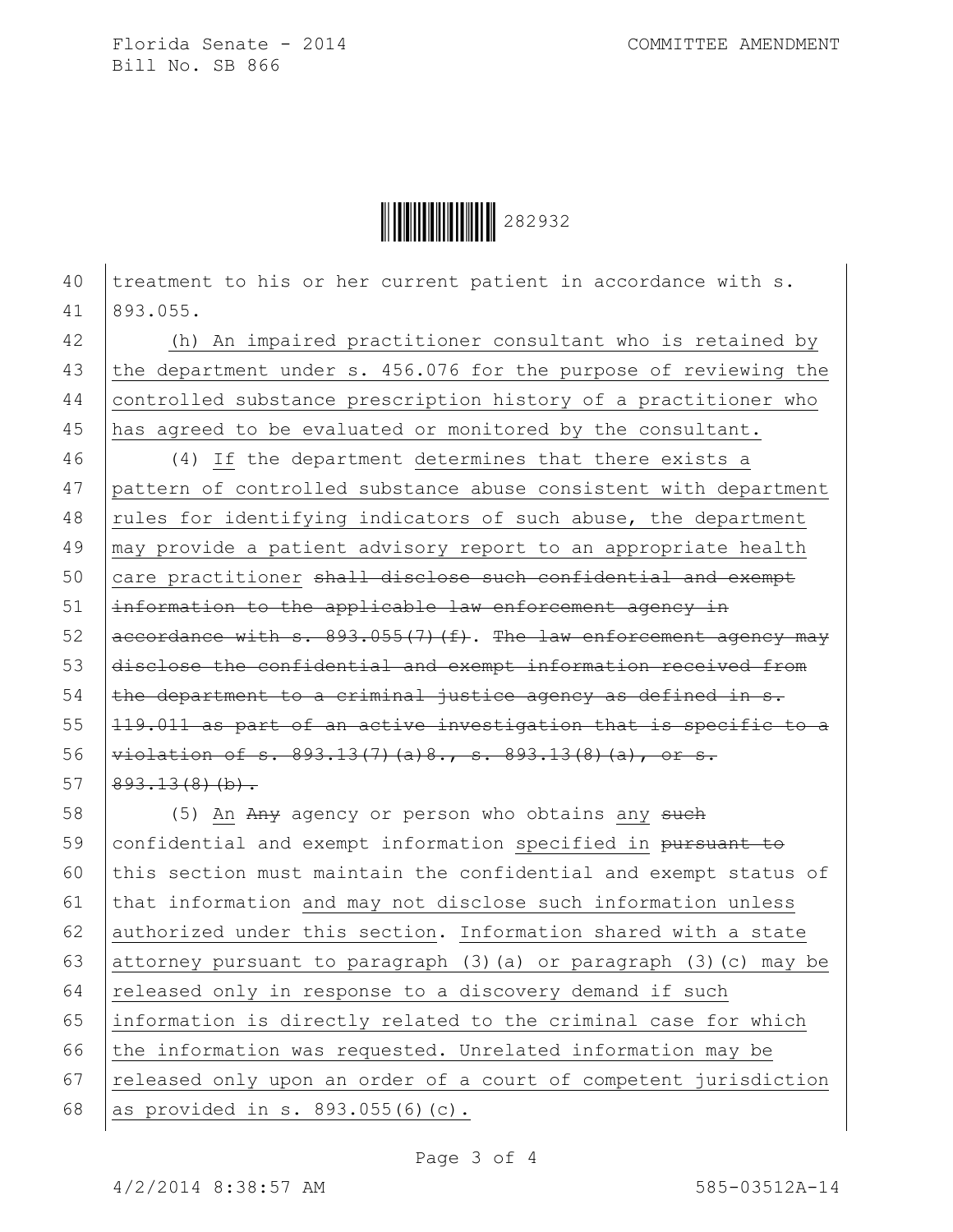40 treatment to his or her current patient in accordance with s.
41 893.055.

42 (h) An impaired practitioner consultant who is retained by
43 the department under s. 456.076 for the purpose of reviewing the
44 controlled substance prescription history of a practitioner who
45 has agreed to be evaluated or monitored by the consultant.

46 (4) If the department determines that there exists a
47 pattern of controlled substance abuse consistent with department
48 rules for identifying indicators of such abuse, the department
49 may provide a patient advisory report to an appropriate health
50 care practitioner ~~shall disclose such confidential and exempt~~
51 ~~information to the applicable law enforcement agency in~~
52 ~~accordance with s. 893.055(7)(f)~~. ~~The law enforcement agency may~~
53 ~~disclose the confidential and exempt information received from~~
54 ~~the department to a criminal justice agency as defined in s.~~
55 ~~119.011 as part of an active investigation that is specific to a~~
56 ~~violation of s. 893.13(7)(a)8., s. 893.13(8)(a), or s.~~
57 ~~893.13(8)(b).~~

58 (5) An ~~Any~~ agency or person who obtains any ~~such~~
59 confidential and exempt information specified in ~~pursuant to~~
60 this section must maintain the confidential and exempt status of
61 that information and may not disclose such information unless
62 authorized under this section. Information shared with a state
63 attorney pursuant to paragraph (3)(a) or paragraph (3)(c) may be
64 released only in response to a discovery demand if such
65 information is directly related to the criminal case for which
66 the information was requested. Unrelated information may be
67 released only upon an order of a court of competent jurisdiction
68 as provided in s. 893.055(6)(c).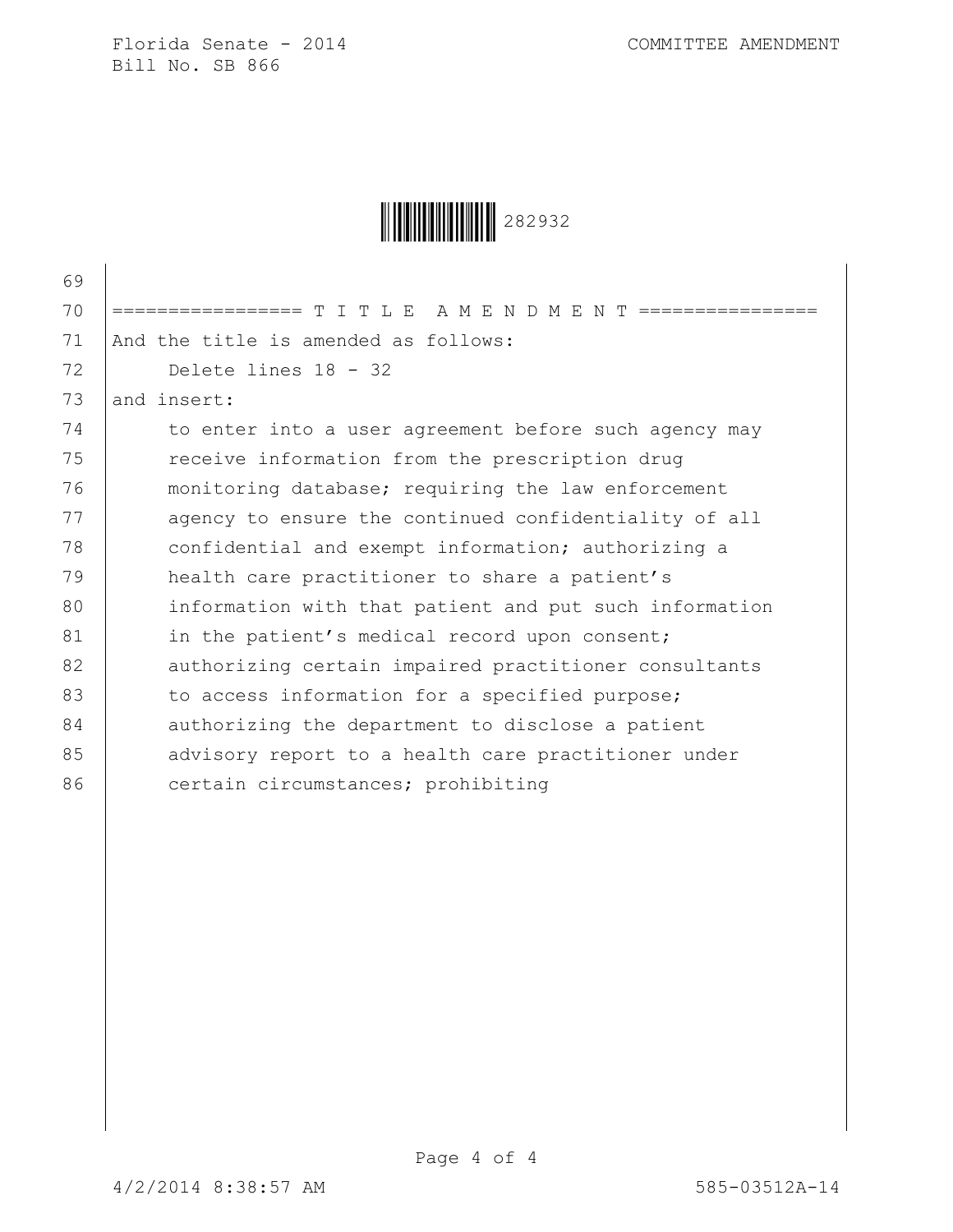================= T I T L E A M E N D M E N T ================

And the title is amended as follows:

Delete lines 18 - 32

and insert:

to enter into a user agreement before such agency may receive information from the prescription drug monitoring database; requiring the law enforcement agency to ensure the continued confidentiality of all confidential and exempt information; authorizing a health care practitioner to share a patient's information with that patient and put such information in the patient's medical record upon consent; authorizing certain impaired practitioner consultants to access information for a specified purpose; authorizing the department to disclose a patient advisory report to a health care practitioner under certain circumstances; prohibiting